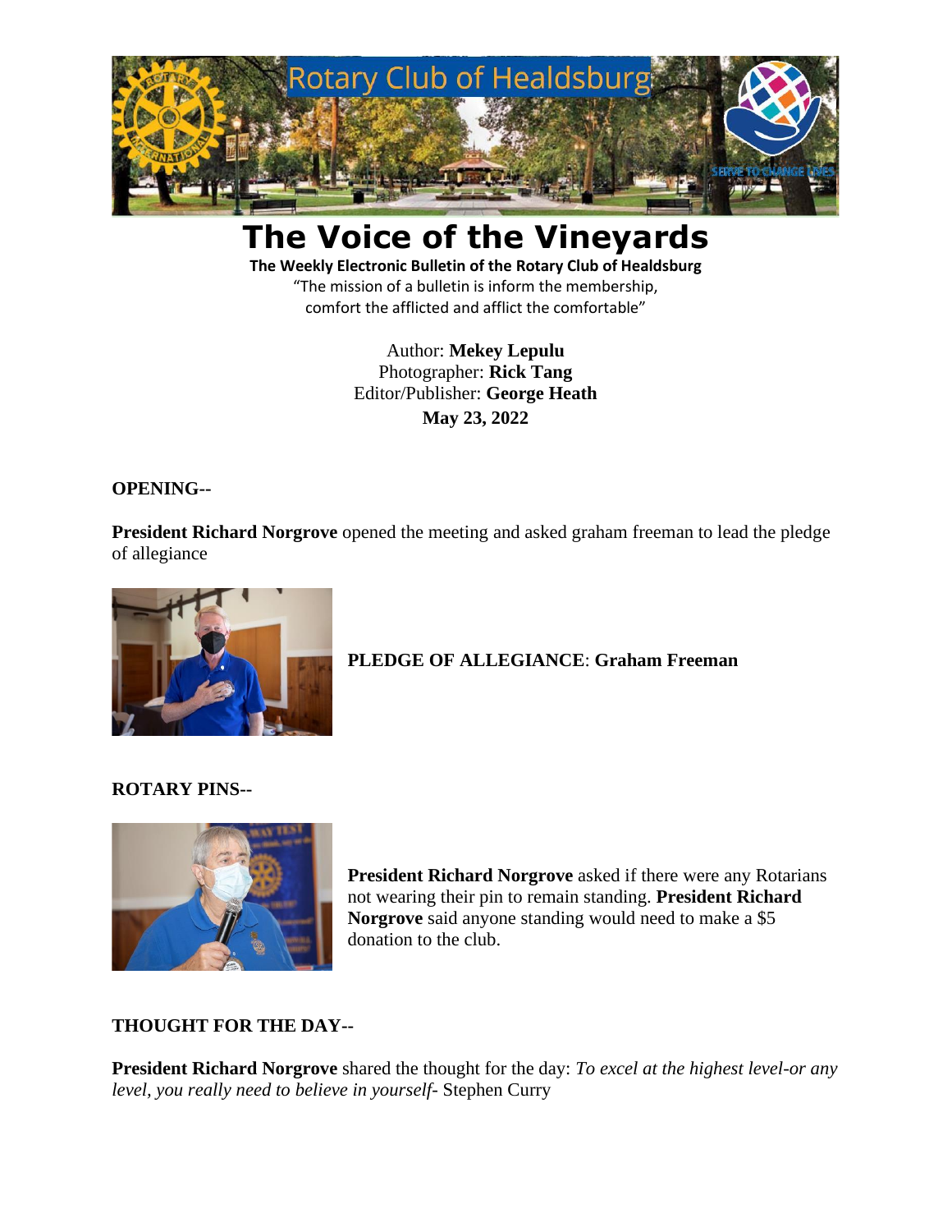# The Voice of the Vineyards

**The Weekly Electronic Bulletin of the Rotary Club of Healdsburg**

"The mission of a bulletin is inform the membership, comfort the afflicted and afflict the comfortable"

Author: **Mekey Lepulu**
Photographer: **Rick Tang**
Editor/Publisher: **George Heath**
**May 23, 2022**

**OPENING--**

**President Richard Norgrove** opened the meeting and asked graham freeman to lead the pledge of allegiance

**PLEDGE OF ALLEGIANCE**: **Graham Freeman**

**ROTARY PINS--**

**President Richard Norgrove** asked if there were any Rotarians not wearing their pin to remain standing. **President Richard Norgrove** said anyone standing would need to make a $5 donation to the club.

**THOUGHT FOR THE DAY--**

**President Richard Norgrove** shared the thought for the day: *To excel at the highest level-or any level, you really need to believe in yourself-* Stephen Curry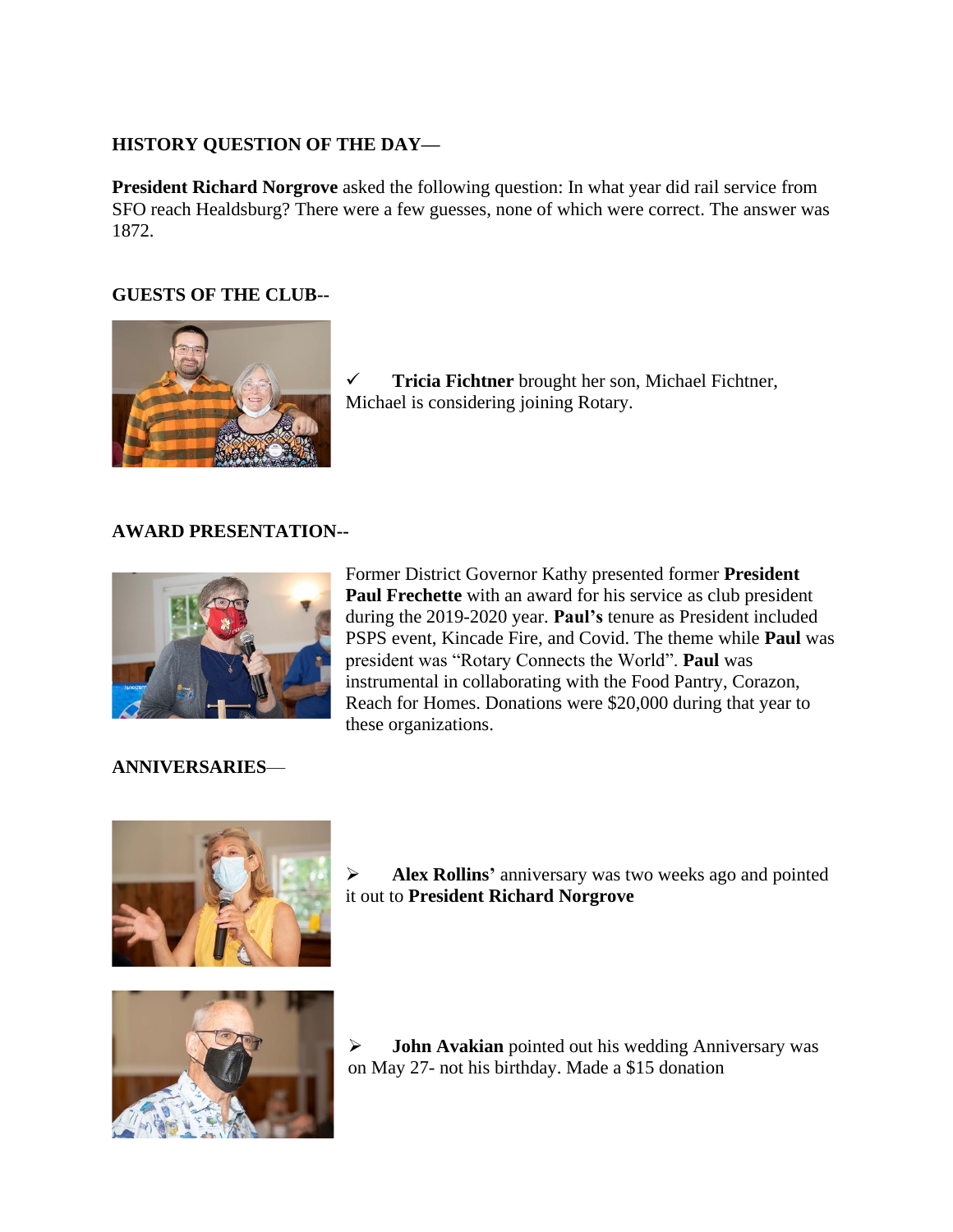**HISTORY QUESTION OF THE DAY—**

**President Richard Norgrove** asked the following question: In what year did rail service from SFO reach Healdsburg? There were a few guesses, none of which were correct. The answer was 1872.

**GUESTS OF THE CLUB--**

- ✓ **Tricia Fichtner** brought her son, Michael Fichtner, Michael is considering joining Rotary.

**AWARD PRESENTATION--**

Former District Governor Kathy presented former **President Paul Frechette** with an award for his service as club president during the 2019-2020 year. **Paul's** tenure as President included PSPS event, Kincade Fire, and Covid. The theme while **Paul** was president was "Rotary Connects the World". **Paul** was instrumental in collaborating with the Food Pantry, Corazon, Reach for Homes. Donations were $20,000 during that year to these organizations.

**ANNIVERSARIES—**

- ➢ **Alex Rollins'** anniversary was two weeks ago and pointed it out to **President Richard Norgrove**

- ➢ **John Avakian** pointed out his wedding Anniversary was on May 27- not his birthday. Made a $15 donation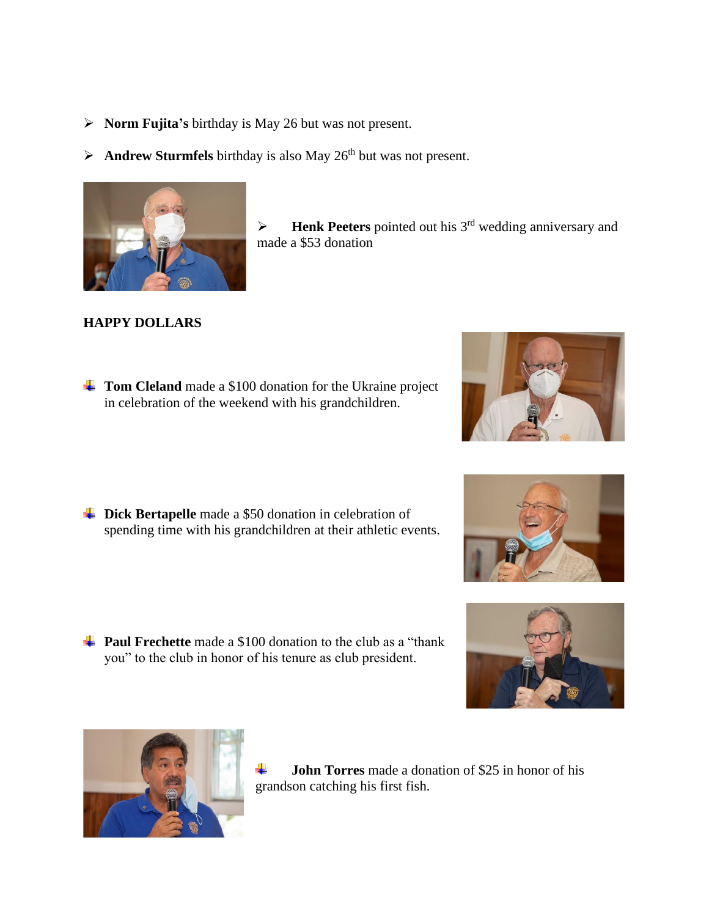- **Norm Fujita's** birthday is May 26 but was not present.
- **Andrew Sturmfels** birthday is also May 26th but was not present.
- **Henk Peeters** pointed out his 3rd wedding anniversary and made a $53 donation

**HAPPY DOLLARS**

- **Tom Cleland** made a $100 donation for the Ukraine project in celebration of the weekend with his grandchildren.
- **Dick Bertapelle** made a $50 donation in celebration of spending time with his grandchildren at their athletic events.
- **Paul Frechette** made a $100 donation to the club as a "thank you" to the club in honor of his tenure as club president.
- **John Torres** made a donation of $25 in honor of his grandson catching his first fish.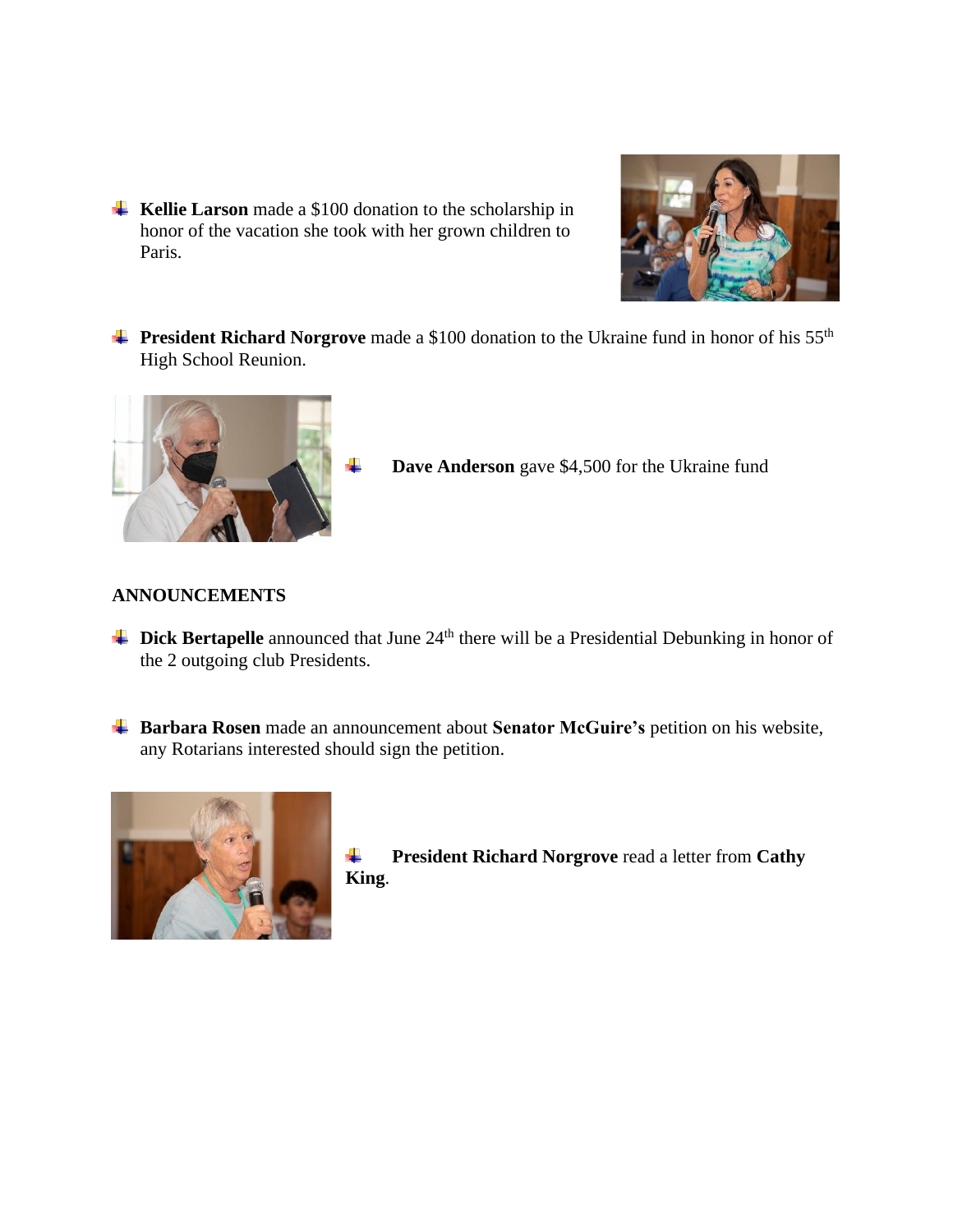- **Kellie Larson** made a $100 donation to the scholarship in honor of the vacation she took with her grown children to Paris.

- **President Richard Norgrove** made a $100 donation to the Ukraine fund in honor of his 55th High School Reunion.

- **Dave Anderson** gave $4,500 for the Ukraine fund

**ANNOUNCEMENTS**

- **Dick Bertapelle** announced that June 24th there will be a Presidential Debunking in honor of the 2 outgoing club Presidents.

- **Barbara Rosen** made an announcement about **Senator McGuire's** petition on his website, any Rotarians interested should sign the petition.

- **President Richard Norgrove** read a letter from **Cathy King**.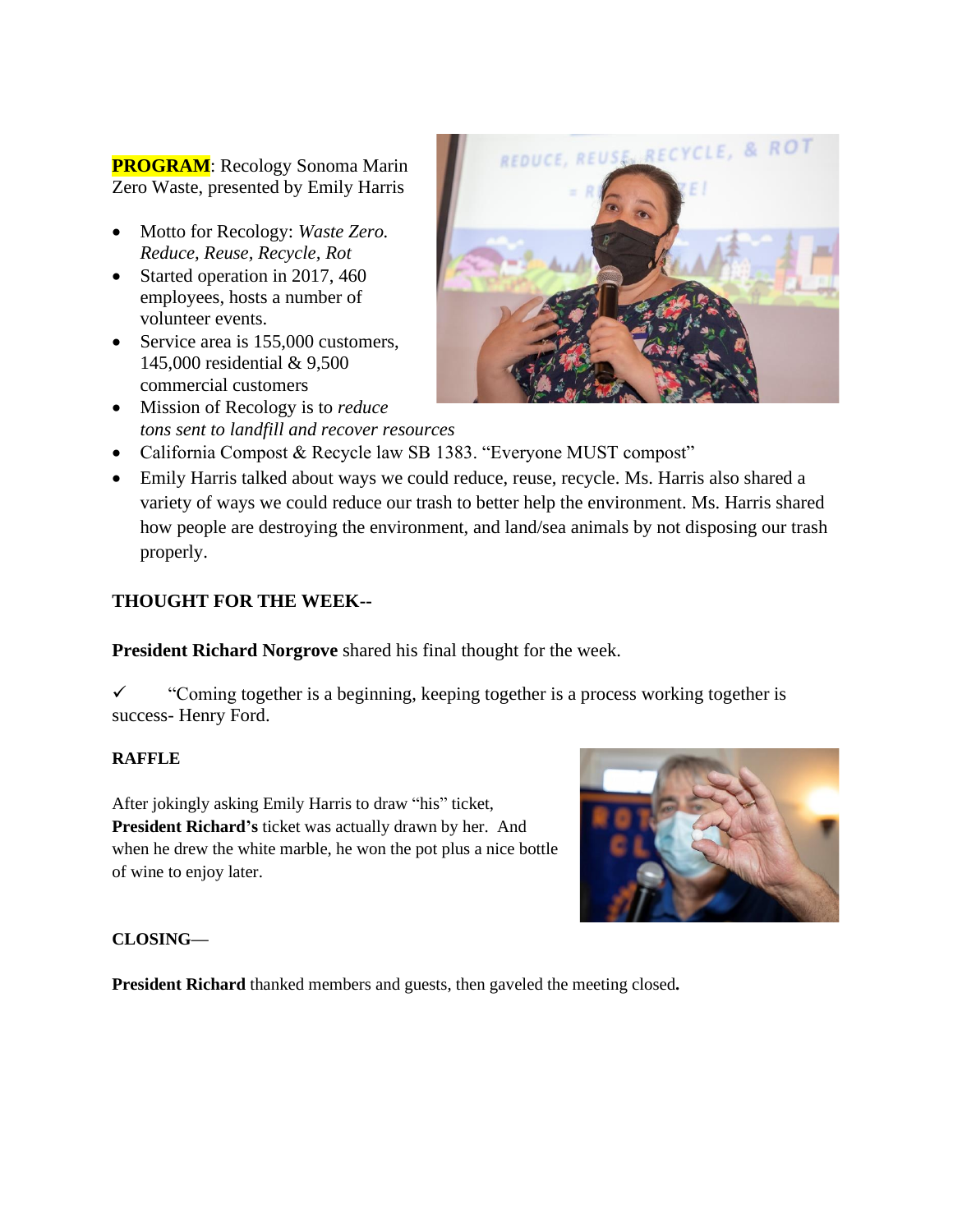**PROGRAM**: Recology Sonoma Marin Zero Waste, presented by Emily Harris

- Motto for Recology: *Waste Zero. Reduce, Reuse, Recycle, Rot*
- Started operation in 2017, 460 employees, hosts a number of volunteer events.
- Service area is 155,000 customers, 145,000 residential & 9,500 commercial customers
- Mission of Recology is to *reduce tons sent to landfill and recover resources*
- California Compost & Recycle law SB 1383. "Everyone MUST compost"
- Emily Harris talked about ways we could reduce, reuse, recycle. Ms. Harris also shared a variety of ways we could reduce our trash to better help the environment. Ms. Harris shared how people are destroying the environment, and land/sea animals by not disposing our trash properly.

**THOUGHT FOR THE WEEK--**

**President Richard Norgrove** shared his final thought for the week.

✓ "Coming together is a beginning, keeping together is a process working together is success- Henry Ford.

**RAFFLE**

After jokingly asking Emily Harris to draw "his" ticket, **President Richard's** ticket was actually drawn by her. And when he drew the white marble, he won the pot plus a nice bottle of wine to enjoy later.

**CLOSING—**

**President Richard** thanked members and guests, then gaveled the meeting closed**.**